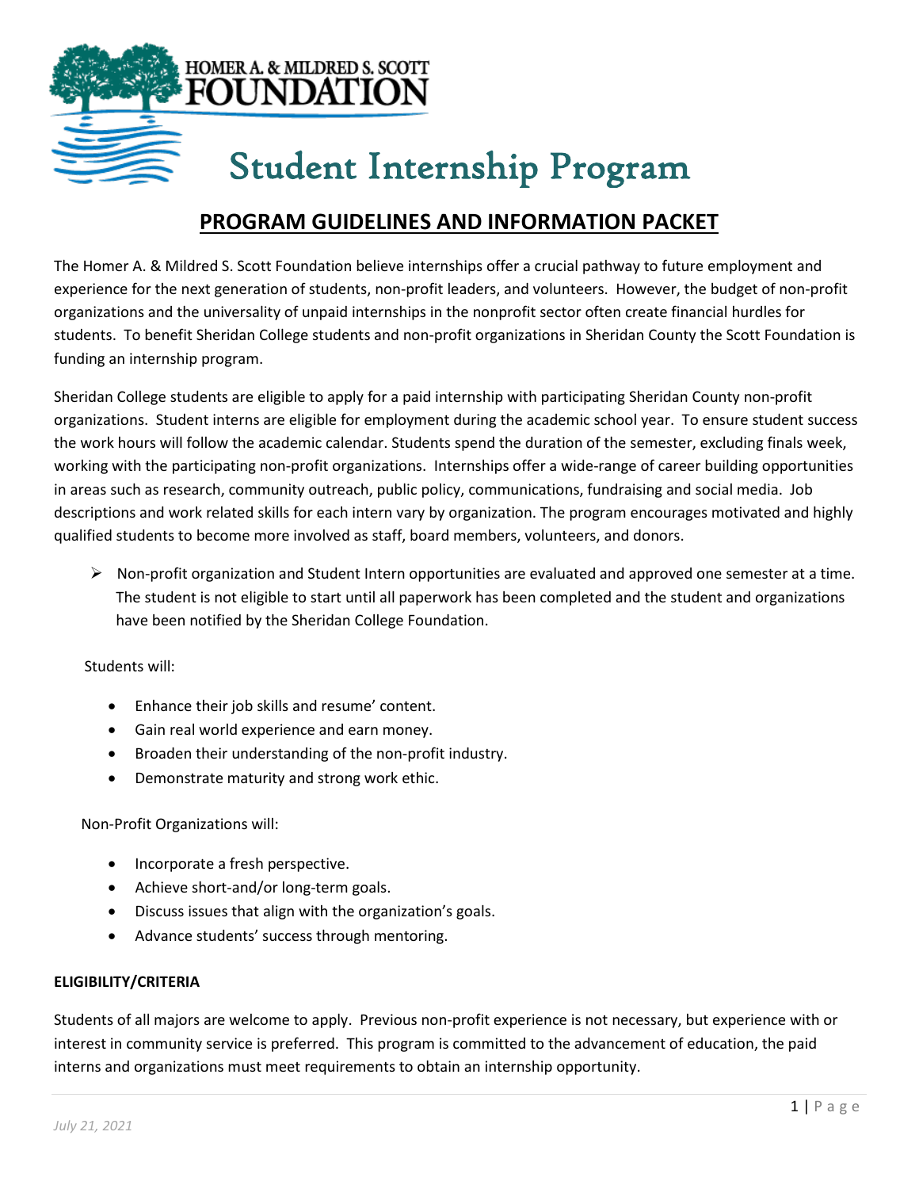HOMER A. & MILDRED S. SCOTT FOUNDATION

# Student Internship Program

## PROGRAM GUIDELINES AND INFORMATION PACKET

The Homer A. & Mildred S. Scott Foundation believe internships offer a crucial pathway to future employment and experience for the next generation of students, non-profit leaders, and volunteers. However, the budget of non-profit organizations and the universality of unpaid internships in the nonprofit sector often create financial hurdles for students. To benefit Sheridan College students and non-profit organizations in Sheridan County the Scott Foundation is funding an internship program.

Sheridan College students are eligible to apply for a paid internship with participating Sheridan County non-profit organizations. Student interns are eligible for employment during the academic school year. To ensure student success the work hours will follow the academic calendar. Students spend the duration of the semester, excluding finals week, working with the participating non-profit organizations. Internships offer a wide-range of career building opportunities in areas such as research, community outreach, public policy, communications, fundraising and social media. Job descriptions and work related skills for each intern vary by organization. The program encourages motivated and highly qualified students to become more involved as staff, board members, volunteers, and donors.

- Non-profit organization and Student Intern opportunities are evaluated and approved one semester at a time. The student is not eligible to start until all paperwork has been completed and the student and organizations have been notified by the Sheridan College Foundation.

Students will:

- Enhance their job skills and resume' content.
- Gain real world experience and earn money.
- Broaden their understanding of the non-profit industry.
- Demonstrate maturity and strong work ethic.

Non-Profit Organizations will:

- Incorporate a fresh perspective.
- Achieve short-and/or long-term goals.
- Discuss issues that align with the organization's goals.
- Advance students' success through mentoring.

**ELIGIBILITY/CRITERIA**

Students of all majors are welcome to apply. Previous non-profit experience is not necessary, but experience with or interest in community service is preferred. This program is committed to the advancement of education, the paid interns and organizations must meet requirements to obtain an internship opportunity.

*July 21, 2021*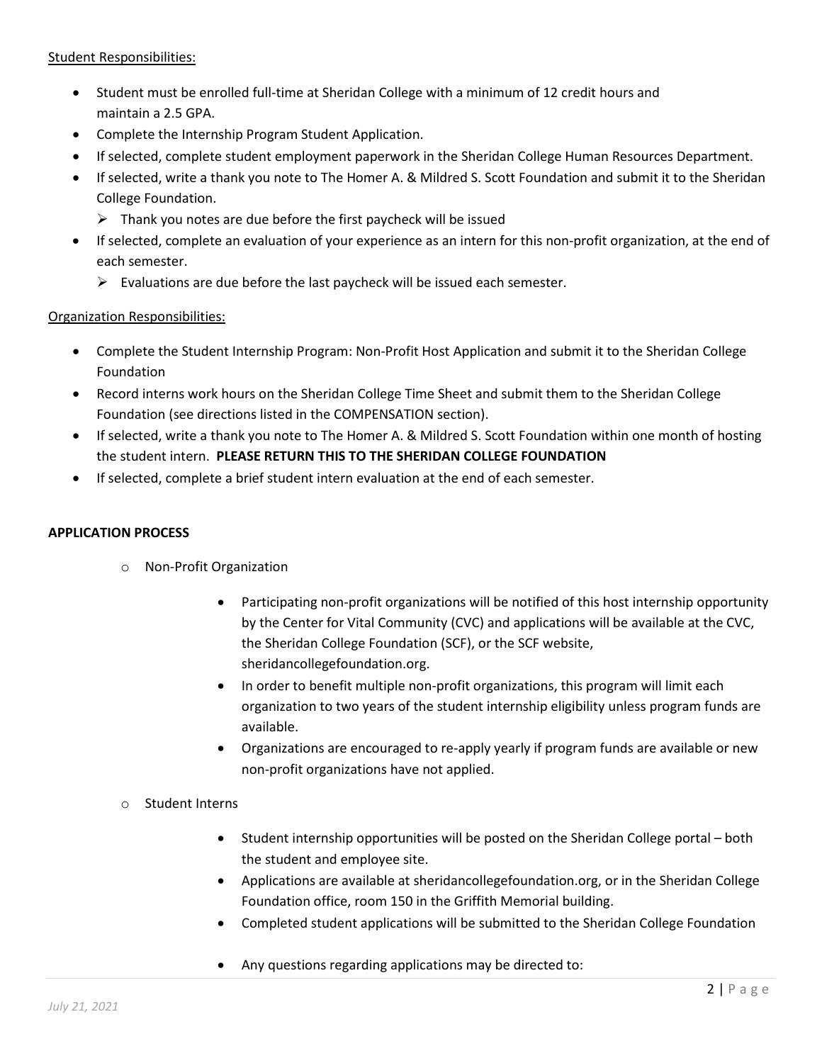<u>Student Responsibilities:</u>

- Student must be enrolled full-time at Sheridan College with a minimum of 12 credit hours and maintain a 2.5 GPA.
- Complete the Internship Program Student Application.
- If selected, complete student employment paperwork in the Sheridan College Human Resources Department.
- If selected, write a thank you note to The Homer A. & Mildred S. Scott Foundation and submit it to the Sheridan College Foundation.
  - Thank you notes are due before the first paycheck will be issued
- If selected, complete an evaluation of your experience as an intern for this non-profit organization, at the end of each semester.
  - Evaluations are due before the last paycheck will be issued each semester.

<u>Organization Responsibilities:</u>

- Complete the Student Internship Program: Non-Profit Host Application and submit it to the Sheridan College Foundation
- Record interns work hours on the Sheridan College Time Sheet and submit them to the Sheridan College Foundation (see directions listed in the COMPENSATION section).
- If selected, write a thank you note to The Homer A. & Mildred S. Scott Foundation within one month of hosting the student intern. **PLEASE RETURN THIS TO THE SHERIDAN COLLEGE FOUNDATION**
- If selected, complete a brief student intern evaluation at the end of each semester.

**APPLICATION PROCESS**

- Non-Profit Organization
  - Participating non-profit organizations will be notified of this host internship opportunity by the Center for Vital Community (CVC) and applications will be available at the CVC, the Sheridan College Foundation (SCF), or the SCF website, sheridancollegefoundation.org.
  - In order to benefit multiple non-profit organizations, this program will limit each organization to two years of the student internship eligibility unless program funds are available.
  - Organizations are encouraged to re-apply yearly if program funds are available or new non-profit organizations have not applied.
- Student Interns
  - Student internship opportunities will be posted on the Sheridan College portal – both the student and employee site.
  - Applications are available at sheridancollegefoundation.org, or in the Sheridan College Foundation office, room 150 in the Griffith Memorial building.
  - Completed student applications will be submitted to the Sheridan College Foundation
  - Any questions regarding applications may be directed to:

*July 21, 2021*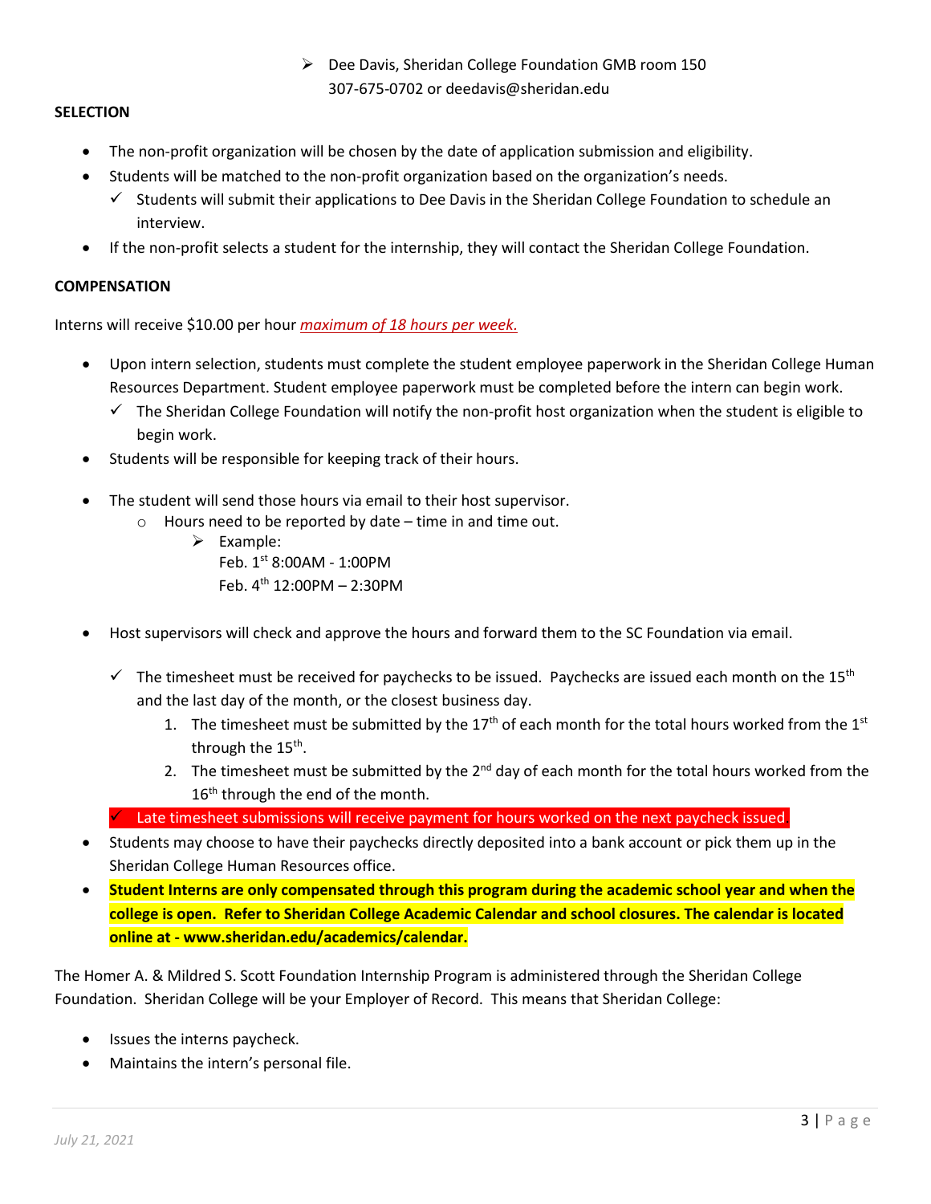- Dee Davis, Sheridan College Foundation GMB room 150
  307-675-0702 or deedavis@sheridan.edu

**SELECTION**

- The non-profit organization will be chosen by the date of application submission and eligibility.
- Students will be matched to the non-profit organization based on the organization's needs.
  - ✓ Students will submit their applications to Dee Davis in the Sheridan College Foundation to schedule an interview.
- If the non-profit selects a student for the internship, they will contact the Sheridan College Foundation.

**COMPENSATION**

Interns will receive $10.00 per hour *maximum of 18 hours per week.*

- Upon intern selection, students must complete the student employee paperwork in the Sheridan College Human Resources Department. Student employee paperwork must be completed before the intern can begin work.
  - ✓ The Sheridan College Foundation will notify the non-profit host organization when the student is eligible to begin work.
- Students will be responsible for keeping track of their hours.
- The student will send those hours via email to their host supervisor.
  - Hours need to be reported by date – time in and time out.
    - Example:
      Feb. 1st 8:00AM - 1:00PM
      Feb. 4th 12:00PM – 2:30PM
- Host supervisors will check and approve the hours and forward them to the SC Foundation via email.
  - ✓ The timesheet must be received for paychecks to be issued. Paychecks are issued each month on the 15th and the last day of the month, or the closest business day.
    1. The timesheet must be submitted by the 17th of each month for the total hours worked from the 1st through the 15th.
    2. The timesheet must be submitted by the 2nd day of each month for the total hours worked from the 16th through the end of the month.
  - ✓ Late timesheet submissions will receive payment for hours worked on the next paycheck issued.
- Students may choose to have their paychecks directly deposited into a bank account or pick them up in the Sheridan College Human Resources office.
- **Student Interns are only compensated through this program during the academic school year and when the college is open. Refer to Sheridan College Academic Calendar and school closures. The calendar is located online at - www.sheridan.edu/academics/calendar.**

The Homer A. & Mildred S. Scott Foundation Internship Program is administered through the Sheridan College Foundation. Sheridan College will be your Employer of Record. This means that Sheridan College:

- Issues the interns paycheck.
- Maintains the intern's personal file.

*July 21, 2021*